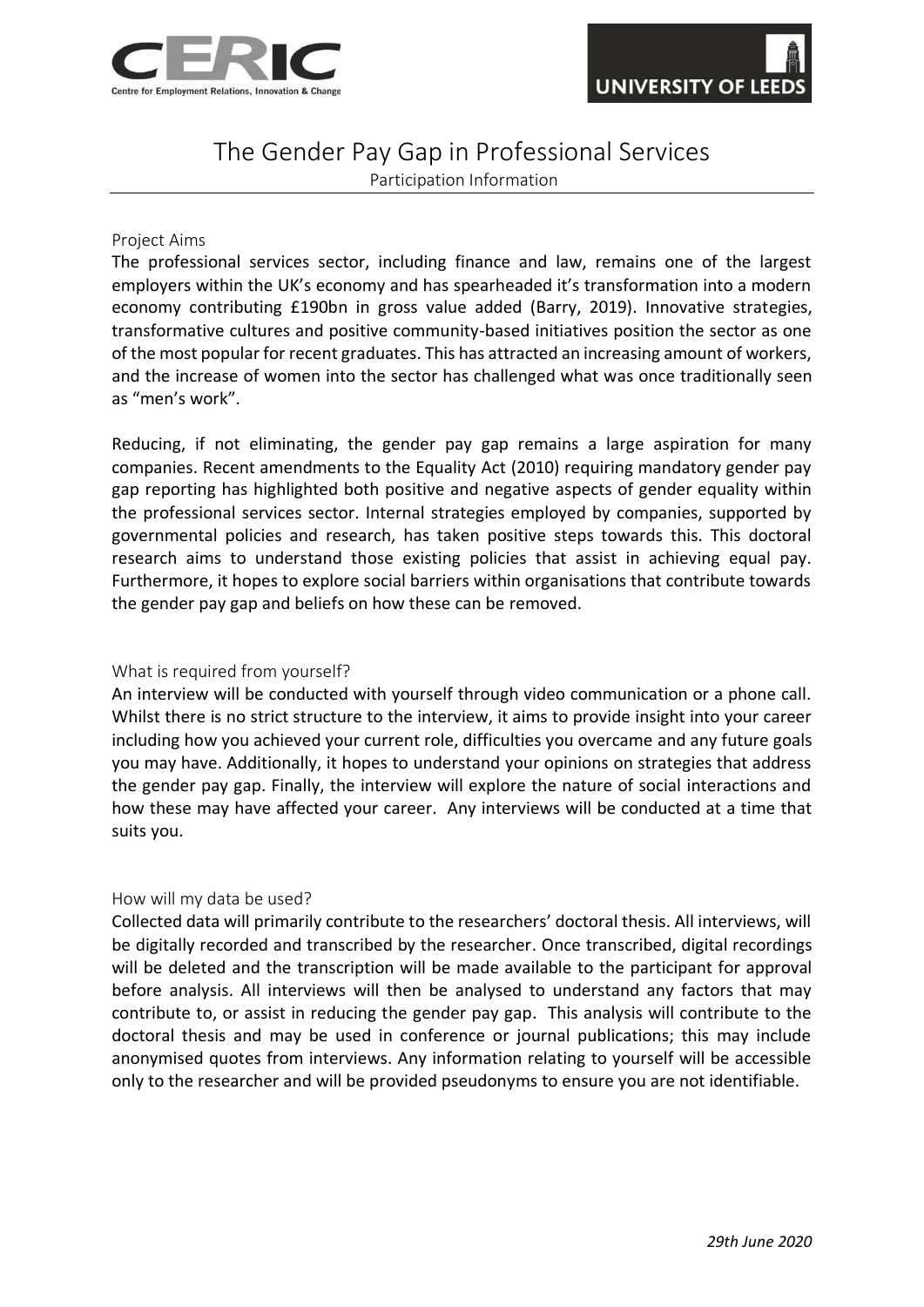# The Gender Pay Gap in Professional Services

Participation Information

## Project Aims

The professional services sector, including finance and law, remains one of the largest employers within the UK's economy and has spearheaded it's transformation into a modern economy contributing £190bn in gross value added (Barry, 2019). Innovative strategies, transformative cultures and positive community-based initiatives position the sector as one of the most popular for recent graduates. This has attracted an increasing amount of workers, and the increase of women into the sector has challenged what was once traditionally seen as "men's work".

Reducing, if not eliminating, the gender pay gap remains a large aspiration for many companies. Recent amendments to the Equality Act (2010) requiring mandatory gender pay gap reporting has highlighted both positive and negative aspects of gender equality within the professional services sector. Internal strategies employed by companies, supported by governmental policies and research, has taken positive steps towards this. This doctoral research aims to understand those existing policies that assist in achieving equal pay. Furthermore, it hopes to explore social barriers within organisations that contribute towards the gender pay gap and beliefs on how these can be removed.

## What is required from yourself?

An interview will be conducted with yourself through video communication or a phone call. Whilst there is no strict structure to the interview, it aims to provide insight into your career including how you achieved your current role, difficulties you overcame and any future goals you may have. Additionally, it hopes to understand your opinions on strategies that address the gender pay gap. Finally, the interview will explore the nature of social interactions and how these may have affected your career. Any interviews will be conducted at a time that suits you.

## How will my data be used?

Collected data will primarily contribute to the researchers' doctoral thesis. All interviews, will be digitally recorded and transcribed by the researcher. Once transcribed, digital recordings will be deleted and the transcription will be made available to the participant for approval before analysis. All interviews will then be analysed to understand any factors that may contribute to, or assist in reducing the gender pay gap. This analysis will contribute to the doctoral thesis and may be used in conference or journal publications; this may include anonymised quotes from interviews. Any information relating to yourself will be accessible only to the researcher and will be provided pseudonyms to ensure you are not identifiable.

*29th June 2020*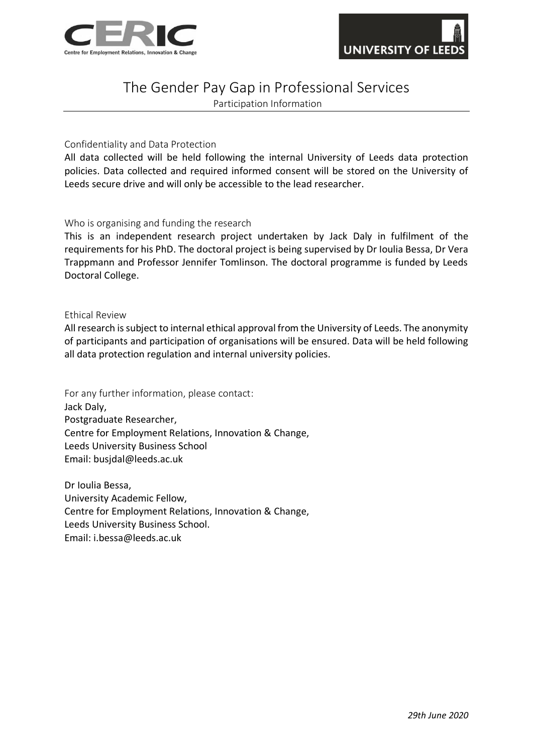# The Gender Pay Gap in Professional Services

Participation Information

## Confidentiality and Data Protection

All data collected will be held following the internal University of Leeds data protection policies. Data collected and required informed consent will be stored on the University of Leeds secure drive and will only be accessible to the lead researcher.

## Who is organising and funding the research

This is an independent research project undertaken by Jack Daly in fulfilment of the requirements for his PhD. The doctoral project is being supervised by Dr Ioulia Bessa, Dr Vera Trappmann and Professor Jennifer Tomlinson. The doctoral programme is funded by Leeds Doctoral College.

## Ethical Review

All research is subject to internal ethical approval from the University of Leeds. The anonymity of participants and participation of organisations will be ensured. Data will be held following all data protection regulation and internal university policies.

For any further information, please contact:

Jack Daly,
Postgraduate Researcher,
Centre for Employment Relations, Innovation & Change,
Leeds University Business School
Email: busjdal@leeds.ac.uk

Dr Ioulia Bessa,
University Academic Fellow,
Centre for Employment Relations, Innovation & Change,
Leeds University Business School.
Email: i.bessa@leeds.ac.uk

*29th June 2020*